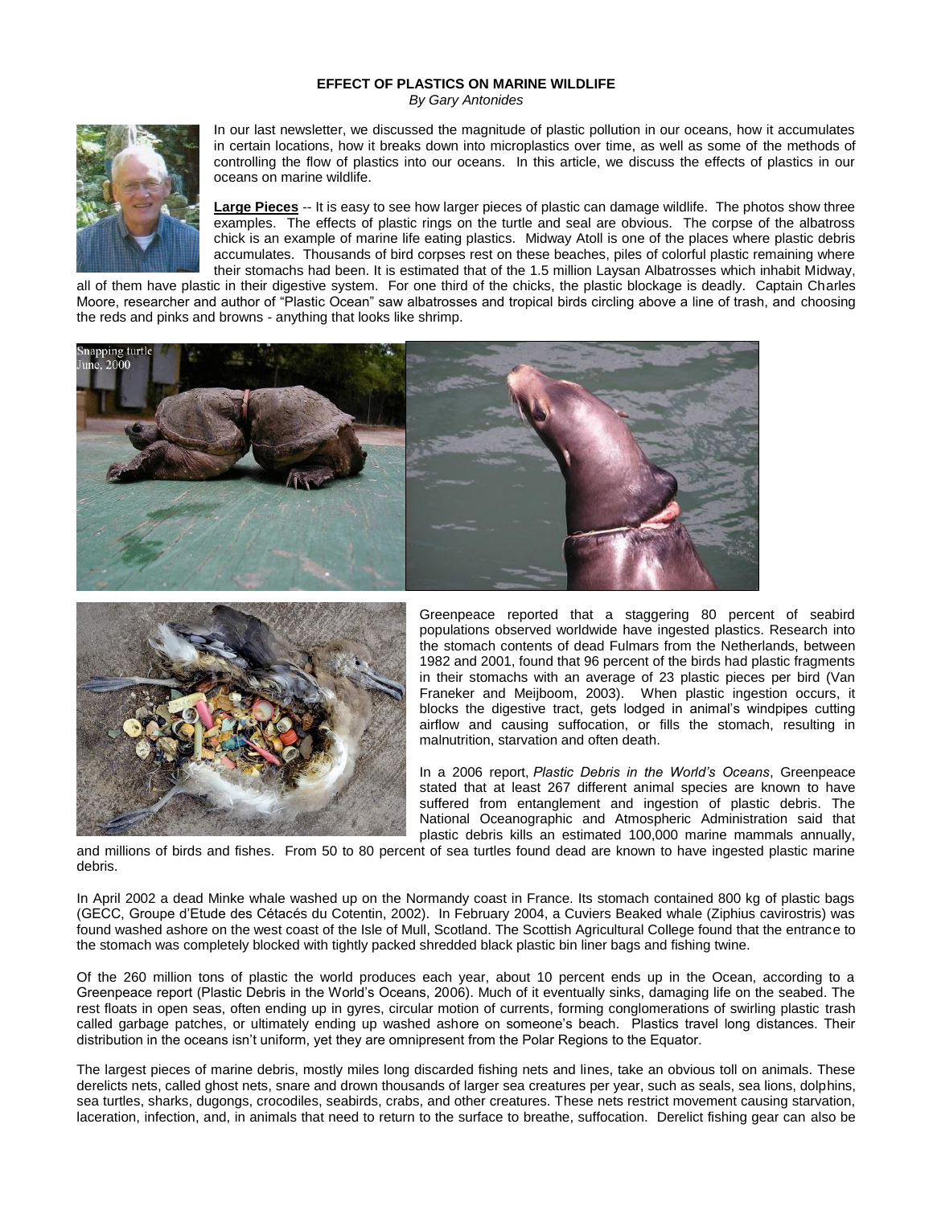**EFFECT OF PLASTICS ON MARINE WILDLIFE**

*By Gary Antonides*

In our last newsletter, we discussed the magnitude of plastic pollution in our oceans, how it accumulates in certain locations, how it breaks down into microplastics over time, as well as some of the methods of controlling the flow of plastics into our oceans. In this article, we discuss the effects of plastics in our oceans on marine wildlife.

**Large Pieces** -- It is easy to see how larger pieces of plastic can damage wildlife. The photos show three examples. The effects of plastic rings on the turtle and seal are obvious. The corpse of the albatross chick is an example of marine life eating plastics. Midway Atoll is one of the places where plastic debris accumulates. Thousands of bird corpses rest on these beaches, piles of colorful plastic remaining where their stomachs had been. It is estimated that of the 1.5 million Laysan Albatrosses which inhabit Midway, all of them have plastic in their digestive system. For one third of the chicks, the plastic blockage is deadly. Captain Charles Moore, researcher and author of "Plastic Ocean" saw albatrosses and tropical birds circling above a line of trash, and choosing the reds and pinks and browns - anything that looks like shrimp.

Snapping turtle
June, 2000

Greenpeace reported that a staggering 80 percent of seabird populations observed worldwide have ingested plastics. Research into the stomach contents of dead Fulmars from the Netherlands, between 1982 and 2001, found that 96 percent of the birds had plastic fragments in their stomachs with an average of 23 plastic pieces per bird (Van Franeker and Meijboom, 2003). When plastic ingestion occurs, it blocks the digestive tract, gets lodged in animal's windpipes cutting airflow and causing suffocation, or fills the stomach, resulting in malnutrition, starvation and often death.

In a 2006 report, *Plastic Debris in the World's Oceans*, Greenpeace stated that at least 267 different animal species are known to have suffered from entanglement and ingestion of plastic debris. The National Oceanographic and Atmospheric Administration said that plastic debris kills an estimated 100,000 marine mammals annually, and millions of birds and fishes. From 50 to 80 percent of sea turtles found dead are known to have ingested plastic marine debris.

In April 2002 a dead Minke whale washed up on the Normandy coast in France. Its stomach contained 800 kg of plastic bags (GECC, Groupe d'Etude des Cétacés du Cotentin, 2002). In February 2004, a Cuviers Beaked whale (Ziphius cavirostris) was found washed ashore on the west coast of the Isle of Mull, Scotland. The Scottish Agricultural College found that the entrance to the stomach was completely blocked with tightly packed shredded black plastic bin liner bags and fishing twine.

Of the 260 million tons of plastic the world produces each year, about 10 percent ends up in the Ocean, according to a Greenpeace report (Plastic Debris in the World's Oceans, 2006). Much of it eventually sinks, damaging life on the seabed. The rest floats in open seas, often ending up in gyres, circular motion of currents, forming conglomerations of swirling plastic trash called garbage patches, or ultimately ending up washed ashore on someone's beach. Plastics travel long distances. Their distribution in the oceans isn't uniform, yet they are omnipresent from the Polar Regions to the Equator.

The largest pieces of marine debris, mostly miles long discarded fishing nets and lines, take an obvious toll on animals. These derelicts nets, called ghost nets, snare and drown thousands of larger sea creatures per year, such as seals, sea lions, dolphins, sea turtles, sharks, dugongs, crocodiles, seabirds, crabs, and other creatures. These nets restrict movement causing starvation, laceration, infection, and, in animals that need to return to the surface to breathe, suffocation. Derelict fishing gear can also be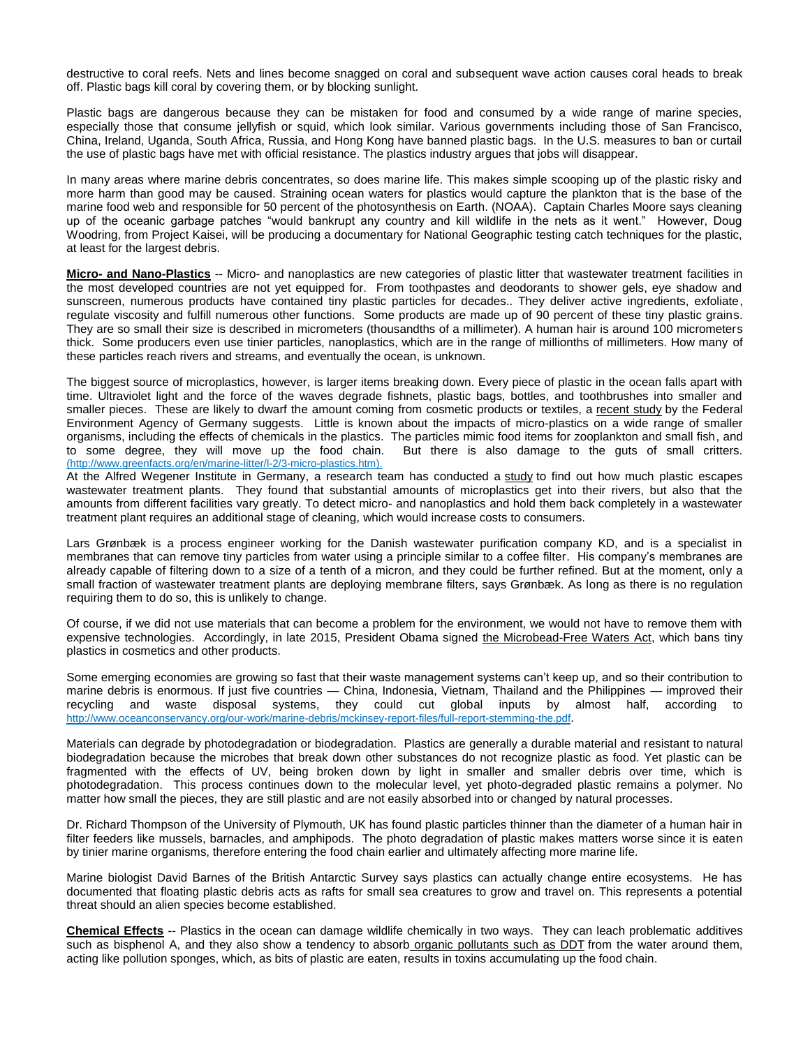destructive to coral reefs. Nets and lines become snagged on coral and subsequent wave action causes coral heads to break off. Plastic bags kill coral by covering them, or by blocking sunlight.

Plastic bags are dangerous because they can be mistaken for food and consumed by a wide range of marine species, especially those that consume jellyfish or squid, which look similar. Various governments including those of San Francisco, China, Ireland, Uganda, South Africa, Russia, and Hong Kong have banned plastic bags. In the U.S. measures to ban or curtail the use of plastic bags have met with official resistance. The plastics industry argues that jobs will disappear.

In many areas where marine debris concentrates, so does marine life. This makes simple scooping up of the plastic risky and more harm than good may be caused. Straining ocean waters for plastics would capture the plankton that is the base of the marine food web and responsible for 50 percent of the photosynthesis on Earth. (NOAA). Captain Charles Moore says cleaning up of the oceanic garbage patches "would bankrupt any country and kill wildlife in the nets as it went." However, Doug Woodring, from Project Kaisei, will be producing a documentary for National Geographic testing catch techniques for the plastic, at least for the largest debris.

**Micro- and Nano-Plastics** -- Micro- and nanoplastics are new categories of plastic litter that wastewater treatment facilities in the most developed countries are not yet equipped for. From toothpastes and deodorants to shower gels, eye shadow and sunscreen, numerous products have contained tiny plastic particles for decades.. They deliver active ingredients, exfoliate, regulate viscosity and fulfill numerous other functions. Some products are made up of 90 percent of these tiny plastic grains. They are so small their size is described in micrometers (thousandths of a millimeter). A human hair is around 100 micrometers thick. Some producers even use tinier particles, nanoplastics, which are in the range of millionths of millimeters. How many of these particles reach rivers and streams, and eventually the ocean, is unknown.

The biggest source of microplastics, however, is larger items breaking down. Every piece of plastic in the ocean falls apart with time. Ultraviolet light and the force of the waves degrade fishnets, plastic bags, bottles, and toothbrushes into smaller and smaller pieces. These are likely to dwarf the amount coming from cosmetic products or textiles, a recent study by the Federal Environment Agency of Germany suggests. Little is known about the impacts of micro-plastics on a wide range of smaller organisms, including the effects of chemicals in the plastics. The particles mimic food items for zooplankton and small fish, and to some degree, they will move up the food chain. But there is also damage to the guts of small critters. (http://www.greenfacts.org/en/marine-litter/l-2/3-micro-plastics.htm).

At the Alfred Wegener Institute in Germany, a research team has conducted a study to find out how much plastic escapes wastewater treatment plants. They found that substantial amounts of microplastics get into their rivers, but also that the amounts from different facilities vary greatly. To detect micro- and nanoplastics and hold them back completely in a wastewater treatment plant requires an additional stage of cleaning, which would increase costs to consumers.

Lars Grønbæk is a process engineer working for the Danish wastewater purification company KD, and is a specialist in membranes that can remove tiny particles from water using a principle similar to a coffee filter. His company's membranes are already capable of filtering down to a size of a tenth of a micron, and they could be further refined. But at the moment, only a small fraction of wastewater treatment plants are deploying membrane filters, says Grønbæk. As long as there is no regulation requiring them to do so, this is unlikely to change.

Of course, if we did not use materials that can become a problem for the environment, we would not have to remove them with expensive technologies. Accordingly, in late 2015, President Obama signed the Microbead-Free Waters Act, which bans tiny plastics in cosmetics and other products.

Some emerging economies are growing so fast that their waste management systems can't keep up, and so their contribution to marine debris is enormous. If just five countries — China, Indonesia, Vietnam, Thailand and the Philippines — improved their recycling and waste disposal systems, they could cut global inputs by almost half, according to http://www.oceanconservancy.org/our-work/marine-debris/mckinsey-report-files/full-report-stemming-the.pdf.

Materials can degrade by photodegradation or biodegradation. Plastics are generally a durable material and resistant to natural biodegradation because the microbes that break down other substances do not recognize plastic as food. Yet plastic can be fragmented with the effects of UV, being broken down by light in smaller and smaller debris over time, which is photodegradation. This process continues down to the molecular level, yet photo-degraded plastic remains a polymer. No matter how small the pieces, they are still plastic and are not easily absorbed into or changed by natural processes.

Dr. Richard Thompson of the University of Plymouth, UK has found plastic particles thinner than the diameter of a human hair in filter feeders like mussels, barnacles, and amphipods. The photo degradation of plastic makes matters worse since it is eaten by tinier marine organisms, therefore entering the food chain earlier and ultimately affecting more marine life.

Marine biologist David Barnes of the British Antarctic Survey says plastics can actually change entire ecosystems. He has documented that floating plastic debris acts as rafts for small sea creatures to grow and travel on. This represents a potential threat should an alien species become established.

**Chemical Effects** -- Plastics in the ocean can damage wildlife chemically in two ways. They can leach problematic additives such as bisphenol A, and they also show a tendency to absorb organic pollutants such as DDT from the water around them, acting like pollution sponges, which, as bits of plastic are eaten, results in toxins accumulating up the food chain.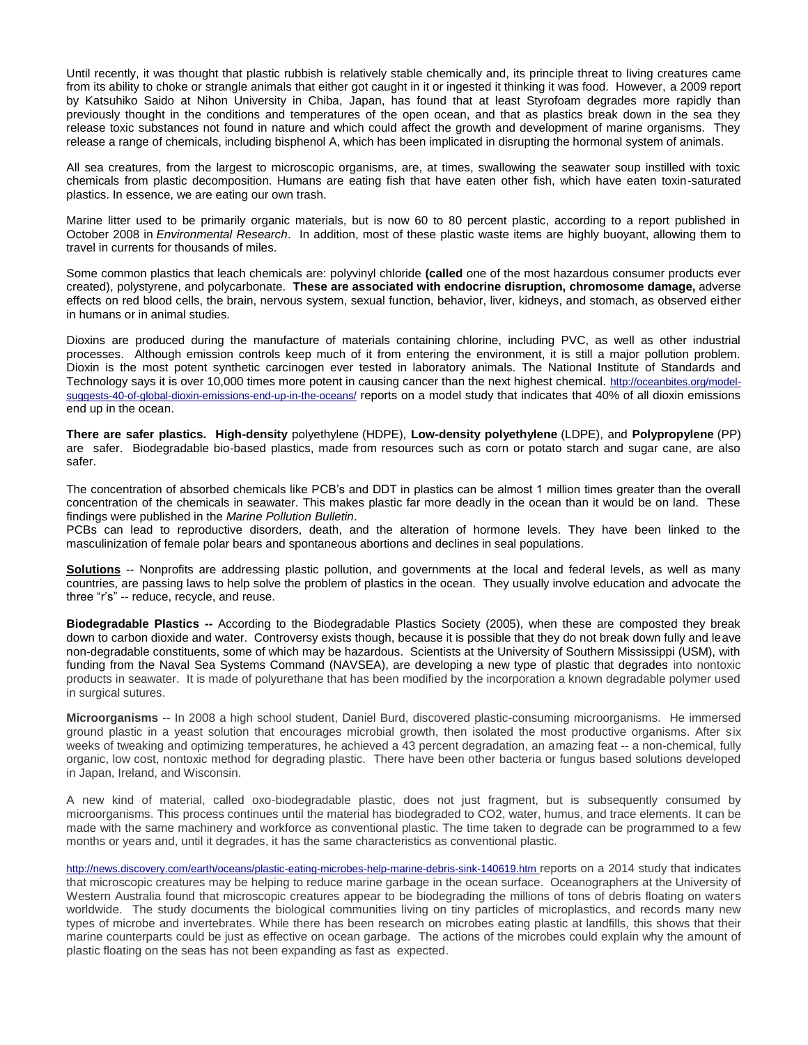Until recently, it was thought that plastic rubbish is relatively stable chemically and, its principle threat to living creatures came from its ability to choke or strangle animals that either got caught in it or ingested it thinking it was food. However, a 2009 report by Katsuhiko Saido at Nihon University in Chiba, Japan, has found that at least Styrofoam degrades more rapidly than previously thought in the conditions and temperatures of the open ocean, and that as plastics break down in the sea they release toxic substances not found in nature and which could affect the growth and development of marine organisms. They release a range of chemicals, including bisphenol A, which has been implicated in disrupting the hormonal system of animals.

All sea creatures, from the largest to microscopic organisms, are, at times, swallowing the seawater soup instilled with toxic chemicals from plastic decomposition. Humans are eating fish that have eaten other fish, which have eaten toxin-saturated plastics. In essence, we are eating our own trash.

Marine litter used to be primarily organic materials, but is now 60 to 80 percent plastic, according to a report published in October 2008 in *Environmental Research*. In addition, most of these plastic waste items are highly buoyant, allowing them to travel in currents for thousands of miles.

Some common plastics that leach chemicals are: polyvinyl chloride **(called** one of the most hazardous consumer products ever created), polystyrene, and polycarbonate. **These are associated with endocrine disruption, chromosome damage,** adverse effects on red blood cells, the brain, nervous system, sexual function, behavior, liver, kidneys, and stomach, as observed either in humans or in animal studies.

Dioxins are produced during the manufacture of materials containing chlorine, including PVC, as well as other industrial processes. Although emission controls keep much of it from entering the environment, it is still a major pollution problem. Dioxin is the most potent synthetic carcinogen ever tested in laboratory animals. The National Institute of Standards and Technology says it is over 10,000 times more potent in causing cancer than the next highest chemical. http://oceanbites.org/model-suggests-40-of-global-dioxin-emissions-end-up-in-the-oceans/ reports on a model study that indicates that 40% of all dioxin emissions end up in the ocean.

**There are safer plastics. High-density** polyethylene (HDPE), **Low-density polyethylene** (LDPE), and **Polypropylene** (PP) are safer. Biodegradable bio-based plastics, made from resources such as corn or potato starch and sugar cane, are also safer.

The concentration of absorbed chemicals like PCB's and DDT in plastics can be almost 1 million times greater than the overall concentration of the chemicals in seawater. This makes plastic far more deadly in the ocean than it would be on land. These findings were published in the *Marine Pollution Bulletin*.
PCBs can lead to reproductive disorders, death, and the alteration of hormone levels. They have been linked to the masculinization of female polar bears and spontaneous abortions and declines in seal populations.

**Solutions** -- Nonprofits are addressing plastic pollution, and governments at the local and federal levels, as well as many countries, are passing laws to help solve the problem of plastics in the ocean. They usually involve education and advocate the three "r's" -- reduce, recycle, and reuse.

**Biodegradable Plastics --** According to the Biodegradable Plastics Society (2005), when these are composted they break down to carbon dioxide and water. Controversy exists though, because it is possible that they do not break down fully and leave non-degradable constituents, some of which may be hazardous. Scientists at the University of Southern Mississippi (USM), with funding from the Naval Sea Systems Command (NAVSEA), are developing a new type of plastic that degrades into nontoxic products in seawater. It is made of polyurethane that has been modified by the incorporation a known degradable polymer used in surgical sutures.

**Microorganisms** -- In 2008 a high school student, Daniel Burd, discovered plastic-consuming microorganisms. He immersed ground plastic in a yeast solution that encourages microbial growth, then isolated the most productive organisms. After six weeks of tweaking and optimizing temperatures, he achieved a 43 percent degradation, an amazing feat -- a non-chemical, fully organic, low cost, nontoxic method for degrading plastic. There have been other bacteria or fungus based solutions developed in Japan, Ireland, and Wisconsin.

A new kind of material, called oxo-biodegradable plastic, does not just fragment, but is subsequently consumed by microorganisms. This process continues until the material has biodegraded to $CO_2$, water, humus, and trace elements. It can be made with the same machinery and workforce as conventional plastic. The time taken to degrade can be programmed to a few months or years and, until it degrades, it has the same characteristics as conventional plastic.

http://news.discovery.com/earth/oceans/plastic-eating-microbes-help-marine-debris-sink-140619.htm reports on a 2014 study that indicates that microscopic creatures may be helping to reduce marine garbage in the ocean surface. Oceanographers at the University of Western Australia found that microscopic creatures appear to be biodegrading the millions of tons of debris floating on waters worldwide. The study documents the biological communities living on tiny particles of microplastics, and records many new types of microbe and invertebrates. While there has been research on microbes eating plastic at landfills, this shows that their marine counterparts could be just as effective on ocean garbage. The actions of the microbes could explain why the amount of plastic floating on the seas has not been expanding as fast as expected.